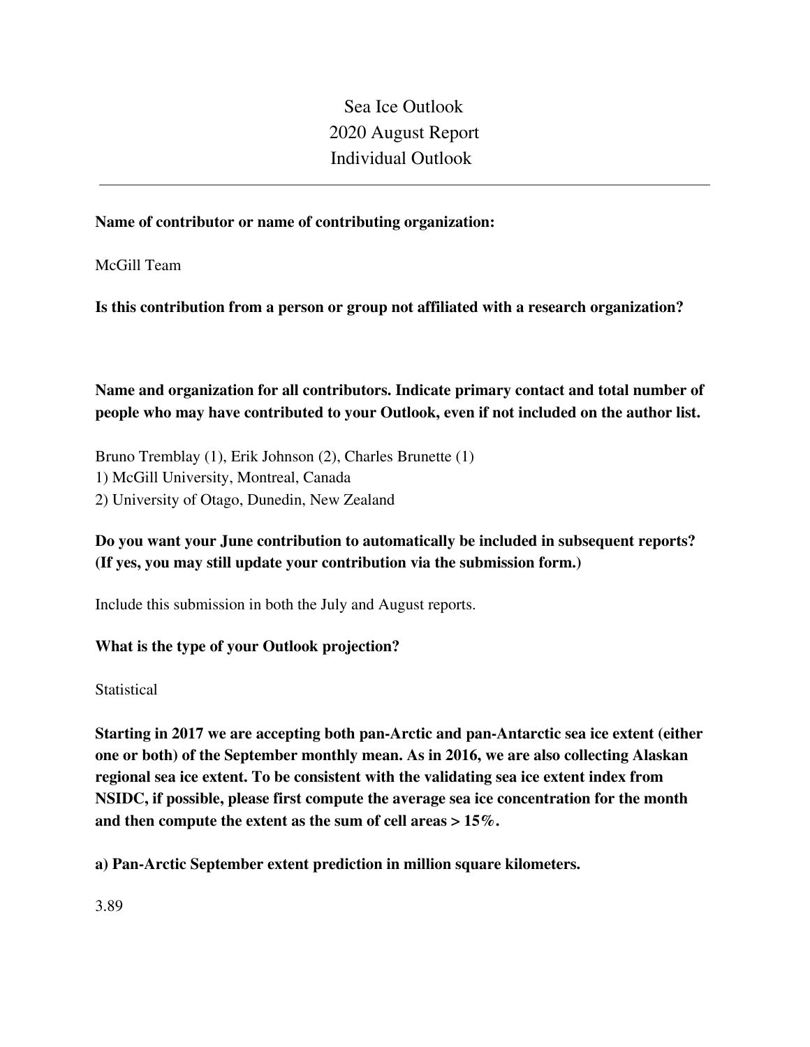# Sea Ice Outlook
## 2020 August Report
## Individual Outlook

---

**Name of contributor or name of contributing organization:**

McGill Team

**Is this contribution from a person or group not affiliated with a research organization?**

**Name and organization for all contributors. Indicate primary contact and total number of people who may have contributed to your Outlook, even if not included on the author list.**

Bruno Tremblay (1), Erik Johnson (2), Charles Brunette (1)
1) McGill University, Montreal, Canada
2) University of Otago, Dunedin, New Zealand

**Do you want your June contribution to automatically be included in subsequent reports? (If yes, you may still update your contribution via the submission form.)**

Include this submission in both the July and August reports.

**What is the type of your Outlook projection?**

Statistical

**Starting in 2017 we are accepting both pan-Arctic and pan-Antarctic sea ice extent (either one or both) of the September monthly mean. As in 2016, we are also collecting Alaskan regional sea ice extent. To be consistent with the validating sea ice extent index from NSIDC, if possible, please first compute the average sea ice concentration for the month and then compute the extent as the sum of cell areas > 15%.**

**a) Pan-Arctic September extent prediction in million square kilometers.**

3.89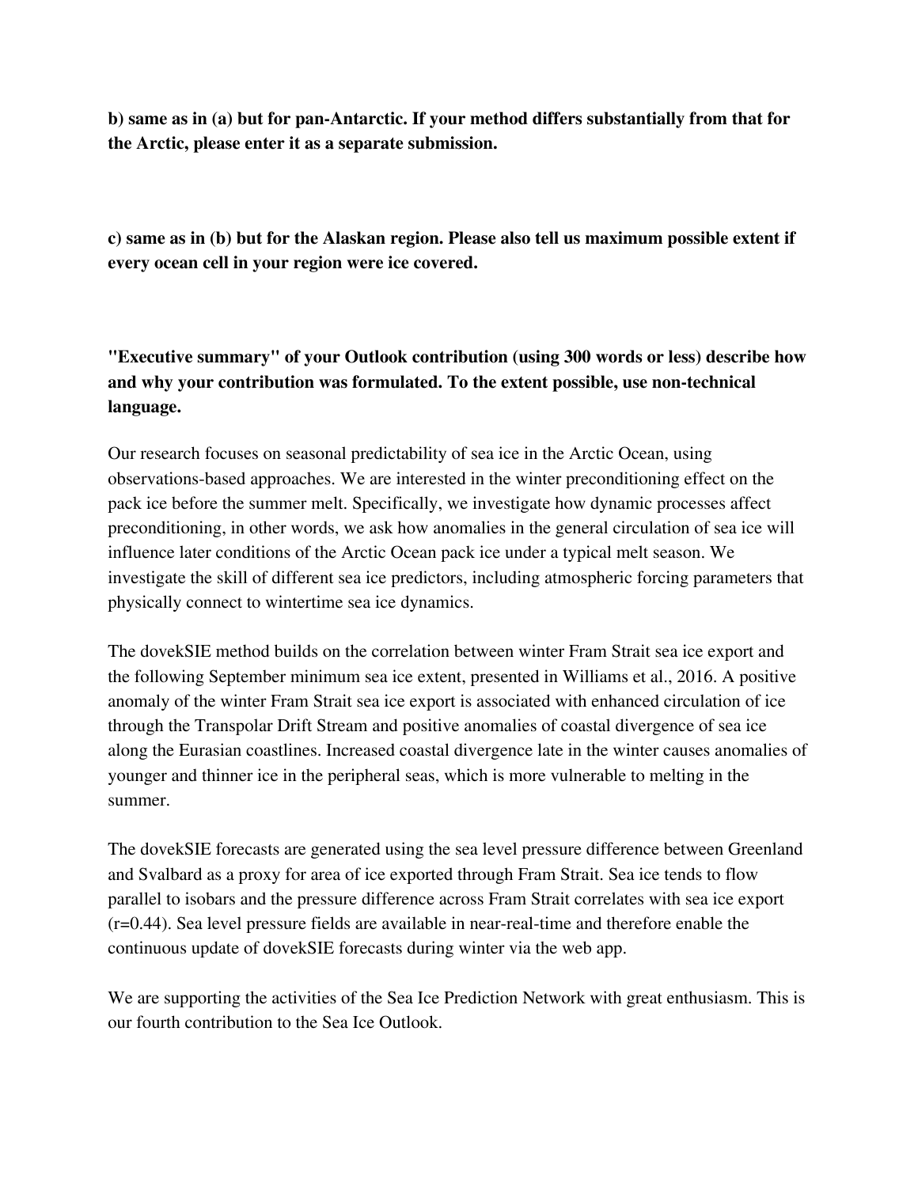**b) same as in (a) but for pan-Antarctic. If your method differs substantially from that for the Arctic, please enter it as a separate submission.**

**c) same as in (b) but for the Alaskan region. Please also tell us maximum possible extent if every ocean cell in your region were ice covered.**

**"Executive summary" of your Outlook contribution (using 300 words or less) describe how and why your contribution was formulated. To the extent possible, use non-technical language.**

Our research focuses on seasonal predictability of sea ice in the Arctic Ocean, using observations-based approaches. We are interested in the winter preconditioning effect on the pack ice before the summer melt. Specifically, we investigate how dynamic processes affect preconditioning, in other words, we ask how anomalies in the general circulation of sea ice will influence later conditions of the Arctic Ocean pack ice under a typical melt season. We investigate the skill of different sea ice predictors, including atmospheric forcing parameters that physically connect to wintertime sea ice dynamics.

The dovekSIE method builds on the correlation between winter Fram Strait sea ice export and the following September minimum sea ice extent, presented in Williams et al., 2016. A positive anomaly of the winter Fram Strait sea ice export is associated with enhanced circulation of ice through the Transpolar Drift Stream and positive anomalies of coastal divergence of sea ice along the Eurasian coastlines. Increased coastal divergence late in the winter causes anomalies of younger and thinner ice in the peripheral seas, which is more vulnerable to melting in the summer.

The dovekSIE forecasts are generated using the sea level pressure difference between Greenland and Svalbard as a proxy for area of ice exported through Fram Strait. Sea ice tends to flow parallel to isobars and the pressure difference across Fram Strait correlates with sea ice export ($r=0.44$). Sea level pressure fields are available in near-real-time and therefore enable the continuous update of dovekSIE forecasts during winter via the web app.

We are supporting the activities of the Sea Ice Prediction Network with great enthusiasm. This is our fourth contribution to the Sea Ice Outlook.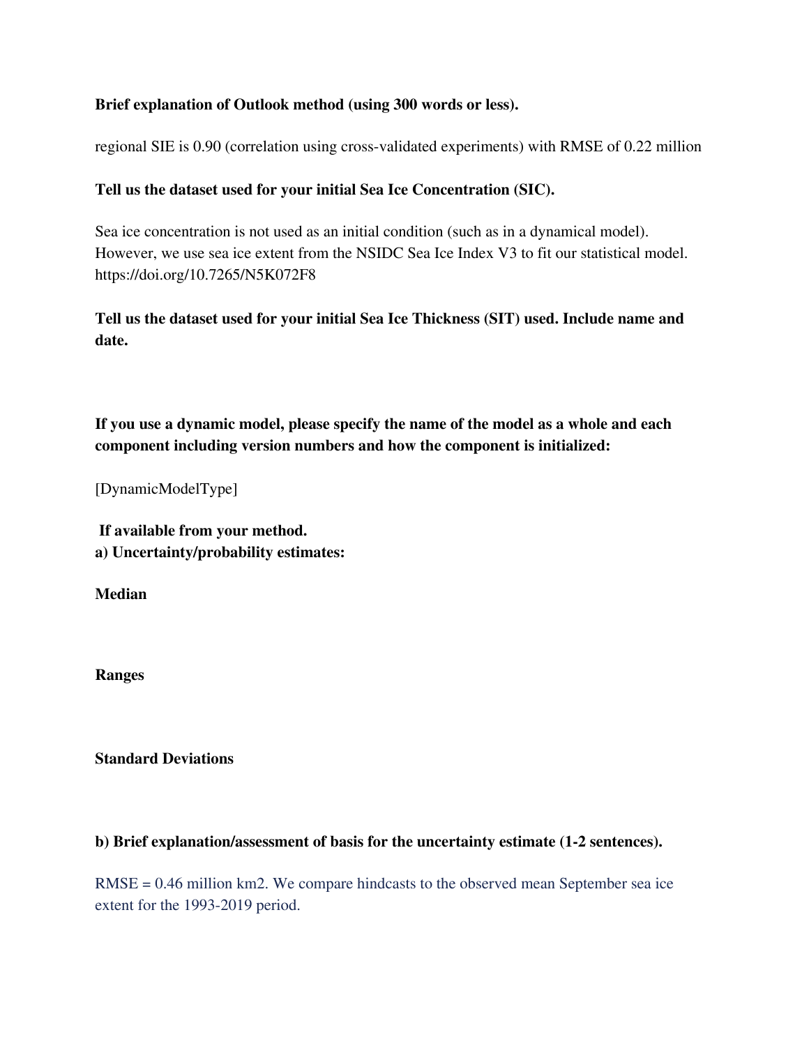**Brief explanation of Outlook method (using 300 words or less).**

regional SIE is 0.90 (correlation using cross-validated experiments) with RMSE of 0.22 million

**Tell us the dataset used for your initial Sea Ice Concentration (SIC).**

Sea ice concentration is not used as an initial condition (such as in a dynamical model). However, we use sea ice extent from the NSIDC Sea Ice Index V3 to fit our statistical model. https://doi.org/10.7265/N5K072F8

**Tell us the dataset used for your initial Sea Ice Thickness (SIT) used. Include name and date.**

**If you use a dynamic model, please specify the name of the model as a whole and each component including version numbers and how the component is initialized:**

[DynamicModelType]

**If available from your method.**
**a) Uncertainty/probability estimates:**

**Median**

**Ranges**

**Standard Deviations**

**b) Brief explanation/assessment of basis for the uncertainty estimate (1-2 sentences).**

RMSE = 0.46 million km2. We compare hindcasts to the observed mean September sea ice extent for the 1993-2019 period.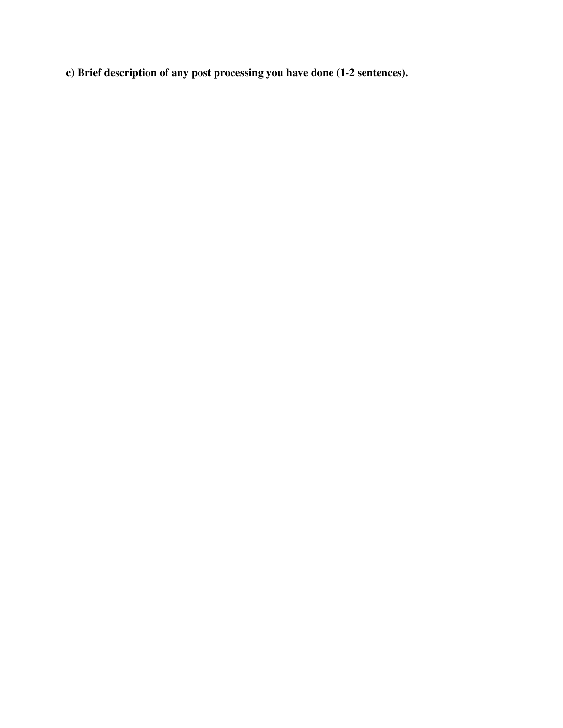**c) Brief description of any post processing you have done (1-2 sentences).**